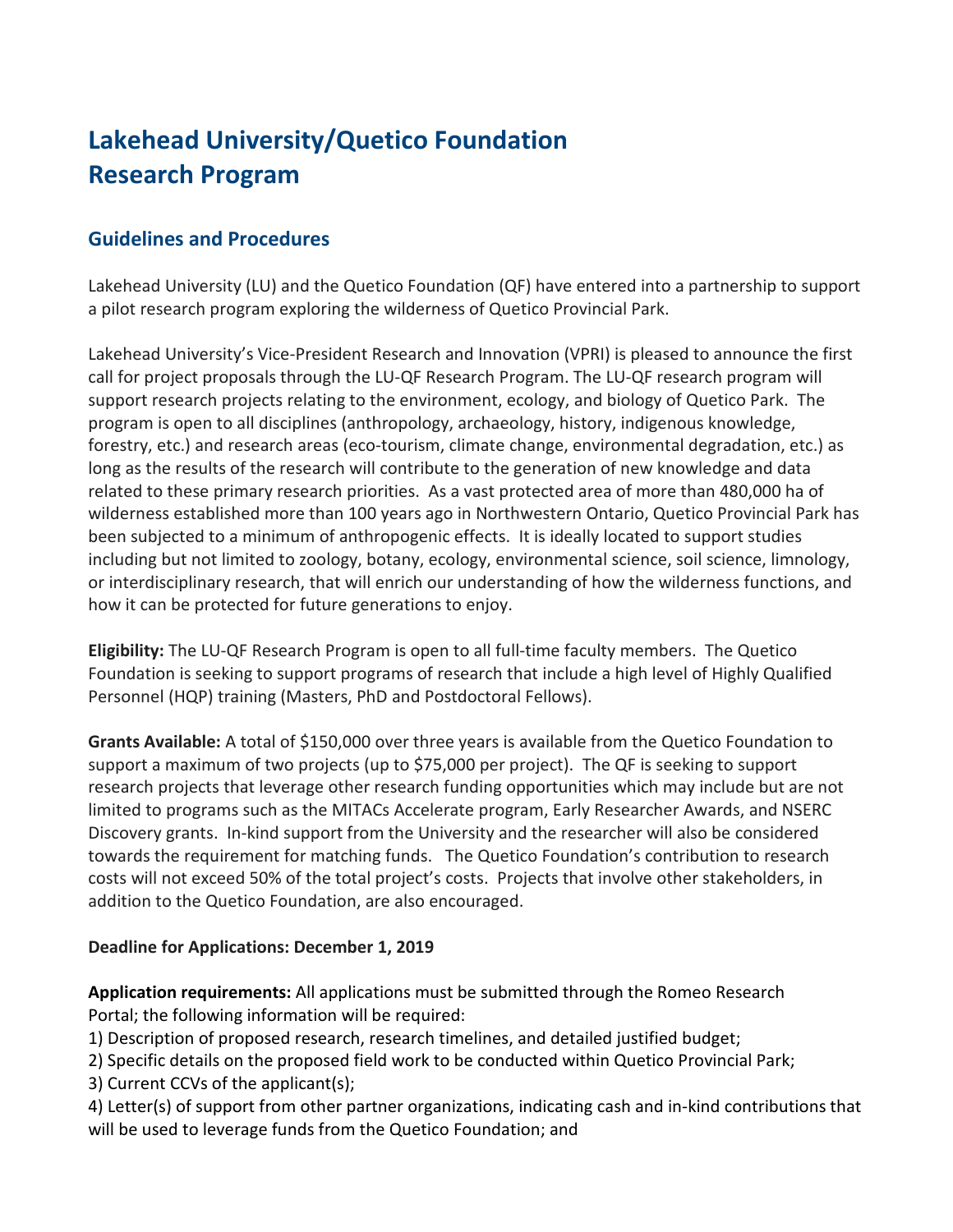# Lakehead University/Quetico Foundation Research Program

## Guidelines and Procedures

Lakehead University (LU) and the Quetico Foundation (QF) have entered into a partnership to support a pilot research program exploring the wilderness of Quetico Provincial Park.

Lakehead University's Vice-President Research and Innovation (VPRI) is pleased to announce the first call for project proposals through the LU-QF Research Program. The LU-QF research program will support research projects relating to the environment, ecology, and biology of Quetico Park. The program is open to all disciplines (anthropology, archaeology, history, indigenous knowledge, forestry, etc.) and research areas (eco-tourism, climate change, environmental degradation, etc.) as long as the results of the research will contribute to the generation of new knowledge and data related to these primary research priorities. As a vast protected area of more than 480,000 ha of wilderness established more than 100 years ago in Northwestern Ontario, Quetico Provincial Park has been subjected to a minimum of anthropogenic effects. It is ideally located to support studies including but not limited to zoology, botany, ecology, environmental science, soil science, limnology, or interdisciplinary research, that will enrich our understanding of how the wilderness functions, and how it can be protected for future generations to enjoy.

**Eligibility:** The LU-QF Research Program is open to all full-time faculty members. The Quetico Foundation is seeking to support programs of research that include a high level of Highly Qualified Personnel (HQP) training (Masters, PhD and Postdoctoral Fellows).

**Grants Available:** A total of $150,000 over three years is available from the Quetico Foundation to support a maximum of two projects (up to $75,000 per project). The QF is seeking to support research projects that leverage other research funding opportunities which may include but are not limited to programs such as the MITACs Accelerate program, Early Researcher Awards, and NSERC Discovery grants. In-kind support from the University and the researcher will also be considered towards the requirement for matching funds. The Quetico Foundation's contribution to research costs will not exceed 50% of the total project's costs. Projects that involve other stakeholders, in addition to the Quetico Foundation, are also encouraged.

**Deadline for Applications: December 1, 2019**

**Application requirements:** All applications must be submitted through the Romeo Research Portal; the following information will be required:

1) Description of proposed research, research timelines, and detailed justified budget;
2) Specific details on the proposed field work to be conducted within Quetico Provincial Park;
3) Current CCVs of the applicant(s);
4) Letter(s) of support from other partner organizations, indicating cash and in-kind contributions that will be used to leverage funds from the Quetico Foundation; and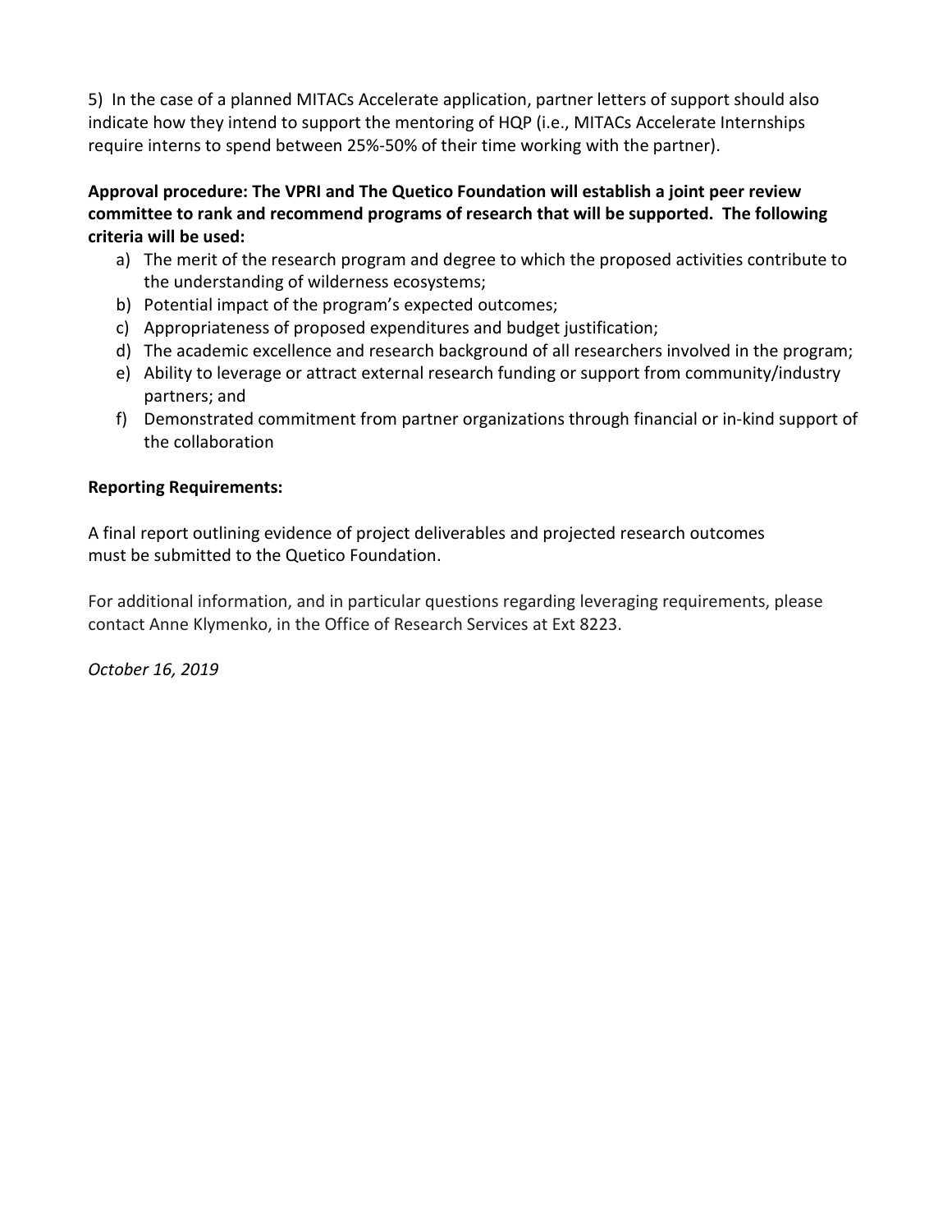5) In the case of a planned MITACs Accelerate application, partner letters of support should also indicate how they intend to support the mentoring of HQP (i.e., MITACs Accelerate Internships require interns to spend between 25%-50% of their time working with the partner).

**Approval procedure: The VPRI and The Quetico Foundation will establish a joint peer review committee to rank and recommend programs of research that will be supported. The following criteria will be used:**

a) The merit of the research program and degree to which the proposed activities contribute to the understanding of wilderness ecosystems;
b) Potential impact of the program's expected outcomes;
c) Appropriateness of proposed expenditures and budget justification;
d) The academic excellence and research background of all researchers involved in the program;
e) Ability to leverage or attract external research funding or support from community/industry partners; and
f) Demonstrated commitment from partner organizations through financial or in-kind support of the collaboration

**Reporting Requirements:**

A final report outlining evidence of project deliverables and projected research outcomes must be submitted to the Quetico Foundation.

For additional information, and in particular questions regarding leveraging requirements, please contact Anne Klymenko, in the Office of Research Services at Ext 8223.

*October 16, 2019*